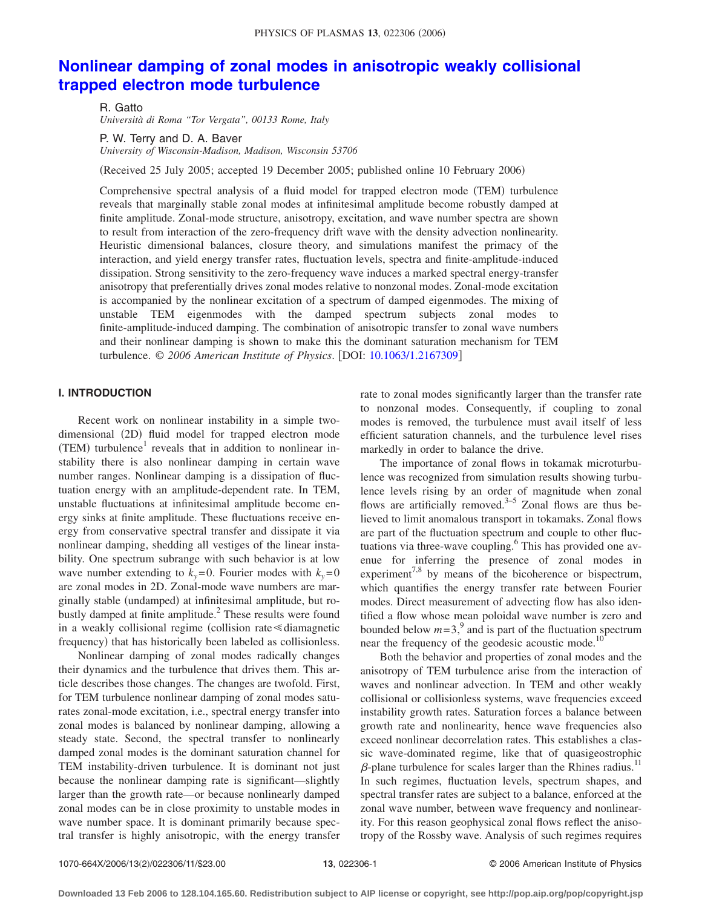# Nonlinear damping of zonal modes in anisotropic weakly collisional trapped electron mode turbulence

R. Gatto
*Università di Roma "Tor Vergata", 00133 Rome, Italy*

P. W. Terry and D. A. Baver
*University of Wisconsin-Madison, Madison, Wisconsin 53706*

(Received 25 July 2005; accepted 19 December 2005; published online 10 February 2006)

Comprehensive spectral analysis of a fluid model for trapped electron mode (TEM) turbulence reveals that marginally stable zonal modes at infinitesimal amplitude become robustly damped at finite amplitude. Zonal-mode structure, anisotropy, excitation, and wave number spectra are shown to result from interaction of the zero-frequency drift wave with the density advection nonlinearity. Heuristic dimensional balances, closure theory, and simulations manifest the primacy of the interaction, and yield energy transfer rates, fluctuation levels, spectra and finite-amplitude-induced dissipation. Strong sensitivity to the zero-frequency wave induces a marked spectral energy-transfer anisotropy that preferentially drives zonal modes relative to nonzonal modes. Zonal-mode excitation is accompanied by the nonlinear excitation of a spectrum of damped eigenmodes. The mixing of unstable TEM eigenmodes with the damped spectrum subjects zonal modes to finite-amplitude-induced damping. The combination of anisotropic transfer to zonal wave numbers and their nonlinear damping is shown to make this the dominant saturation mechanism for TEM turbulence. © *2006 American Institute of Physics*. [DOI: 10.1063/1.2167309]

## I. INTRODUCTION

Recent work on nonlinear instability in a simple two-dimensional (2D) fluid model for trapped electron mode (TEM) turbulence[1] reveals that in addition to nonlinear instability there is also nonlinear damping in certain wave number ranges. Nonlinear damping is a dissipation of fluctuation energy with an amplitude-dependent rate. In TEM, unstable fluctuations at infinitesimal amplitude become energy sinks at finite amplitude. These fluctuations receive energy from conservative spectral transfer and dissipate it via nonlinear damping, shedding all vestiges of the linear instability. One spectrum subrange with such behavior is at low wave number extending to $k_y=0$. Fourier modes with $k_y=0$ are zonal modes in 2D. Zonal-mode wave numbers are marginally stable (undamped) at infinitesimal amplitude, but robustly damped at finite amplitude.[2] These results were found in a weakly collisional regime (collision rate $\ll$ diamagnetic frequency) that has historically been labeled as collisionless.

Nonlinear damping of zonal modes radically changes their dynamics and the turbulence that drives them. This article describes those changes. The changes are twofold. First, for TEM turbulence nonlinear damping of zonal modes saturates zonal-mode excitation, i.e., spectral energy transfer into zonal modes is balanced by nonlinear damping, allowing a steady state. Second, the spectral transfer to nonlinearly damped zonal modes is the dominant saturation channel for TEM instability-driven turbulence. It is dominant not just because the nonlinear damping rate is significant—slightly larger than the growth rate—or because nonlinearly damped zonal modes can be in close proximity to unstable modes in wave number space. It is dominant primarily because spectral transfer is highly anisotropic, with the energy transfer rate to zonal modes significantly larger than the transfer rate to nonzonal modes. Consequently, if coupling to zonal modes is removed, the turbulence must avail itself of less efficient saturation channels, and the turbulence level rises markedly in order to balance the drive.

The importance of zonal flows in tokamak microturbulence was recognized from simulation results showing turbulence levels rising by an order of magnitude when zonal flows are artificially removed.[3–5] Zonal flows are thus believed to limit anomalous transport in tokamaks. Zonal flows are part of the fluctuation spectrum and couple to other fluctuations via three-wave coupling.[6] This has provided one avenue for inferring the presence of zonal modes in experiment[7,8] by means of the bicoherence or bispectrum, which quantifies the energy transfer rate between Fourier modes. Direct measurement of advecting flow has also identified a flow whose mean poloidal wave number is zero and bounded below $m=3$,[9] and is part of the fluctuation spectrum near the frequency of the geodesic acoustic mode.[10]

Both the behavior and properties of zonal modes and the anisotropy of TEM turbulence arise from the interaction of waves and nonlinear advection. In TEM and other weakly collisional or collisionless systems, wave frequencies exceed instability growth rates. Saturation forces a balance between growth rate and nonlinearity, hence wave frequencies also exceed nonlinear decorrelation rates. This establishes a classic wave-dominated regime, like that of quasigeostrophic $\beta$-plane turbulence for scales larger than the Rhines radius.[11] In such regimes, fluctuation levels, spectrum shapes, and spectral transfer rates are subject to a balance, enforced at the zonal wave number, between wave frequency and nonlinearity. For this reason geophysical zonal flows reflect the anisotropy of the Rossby wave. Analysis of such regimes requires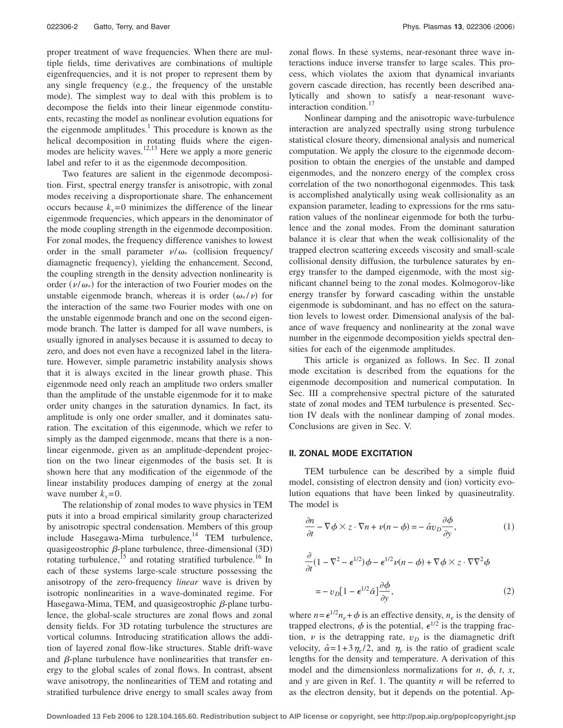proper treatment of wave frequencies. When there are multiple fields, time derivatives are combinations of multiple eigenfrequencies, and it is not proper to represent them by any single frequency (e.g., the frequency of the unstable mode). The simplest way to deal with this problem is to decompose the fields into their linear eigenmode constituents, recasting the model as nonlinear evolution equations for the eigenmode amplitudes.[1] This procedure is known as the helical decomposition in rotating fluids where the eigenmodes are helicity waves.[12,13] Here we apply a more generic label and refer to it as the eigenmode decomposition.

Two features are salient in the eigenmode decomposition. First, spectral energy transfer is anisotropic, with zonal modes receiving a disproportionate share. The enhancement occurs because $k_y=0$ minimizes the difference of the linear eigenmode frequencies, which appears in the denominator of the mode coupling strength in the eigenmode decomposition. For zonal modes, the frequency difference vanishes to lowest order in the small parameter $\nu/\omega_*$ (collision frequency/diamagnetic frequency), yielding the enhancement. Second, the coupling strength in the density advection nonlinearity is order $(\nu/\omega_*)$ for the interaction of two Fourier modes on the unstable eigenmode branch, whereas it is order $(\omega_*/\nu)$ for the interaction of the same two Fourier modes with one on the unstable eigenmode branch and one on the second eigenmode branch. The latter is damped for all wave numbers, is usually ignored in analyses because it is assumed to decay to zero, and does not even have a recognized label in the literature. However, simple parametric instability analysis shows that it is always excited in the linear growth phase. This eigenmode need only reach an amplitude two orders smaller than the amplitude of the unstable eigenmode for it to make order unity changes in the saturation dynamics. In fact, its amplitude is only one order smaller, and it dominates saturation. The excitation of this eigenmode, which we refer to simply as the damped eigenmode, means that there is a nonlinear eigenmode, given as an amplitude-dependent projection on the two linear eigenmodes of the basis set. It is shown here that any modification of the eigenmode of the linear instability produces damping of energy at the zonal wave number $k_y=0$.

The relationship of zonal modes to wave physics in TEM puts it into a broad empirical similarity group characterized by anisotropic spectral condensation. Members of this group include Hasegawa-Mima turbulence,[14] TEM turbulence, quasigeostrophic $\beta$-plane turbulence, three-dimensional (3D) rotating turbulence,[15] and rotating stratified turbulence.[16] In each of these systems large-scale structure possessing the anisotropy of the zero-frequency *linear* wave is driven by isotropic nonlinearities in a wave-dominated regime. For Hasegawa-Mima, TEM, and quasigeostrophic $\beta$-plane turbulence, the global-scale structures are zonal flows and zonal density fields. For 3D rotating turbulence the structures are vortical columns. Introducing stratification allows the addition of layered zonal flow-like structures. Stable drift-wave and $\beta$-plane turbulence have nonlinearities that transfer energy to the global scales of zonal flows. In contrast, absent wave anisotropy, the nonlinearities of TEM and rotating and stratified turbulence drive energy to small scales away from zonal flows. In these systems, near-resonant three wave interactions induce inverse transfer to large scales. This process, which violates the axiom that dynamical invariants govern cascade direction, has recently been described analytically and shown to satisfy a near-resonant wave-interaction condition.[17]

Nonlinear damping and the anisotropic wave-turbulence interaction are analyzed spectrally using strong turbulence statistical closure theory, dimensional analysis and numerical computation. We apply the closure to the eigenmode decomposition to obtain the energies of the unstable and damped eigenmodes, and the nonzero energy of the complex cross correlation of the two nonorthogonal eigenmodes. This task is accomplished analytically using weak collisionality as an expansion parameter, leading to expressions for the rms saturation values of the nonlinear eigenmode for both the turbulence and the zonal modes. From the dominant saturation balance it is clear that when the weak collisionality of the trapped electron scattering exceeds viscosity and small-scale collisional density diffusion, the turbulence saturates by energy transfer to the damped eigenmode, with the most significant channel being to the zonal modes. Kolmogorov-like energy transfer by forward cascading within the unstable eigenmode is subdominant, and has no effect on the saturation levels to lowest order. Dimensional analysis of the balance of wave frequency and nonlinearity at the zonal wave number in the eigenmode decomposition yields spectral densities for each of the eigenmode amplitudes.

This article is organized as follows. In Sec. II zonal mode excitation is described from the equations for the eigenmode decomposition and numerical computation. In Sec. III a comprehensive spectral picture of the saturated state of zonal modes and TEM turbulence is presented. Section IV deals with the nonlinear damping of zonal modes. Conclusions are given in Sec. V.

## II. ZONAL MODE EXCITATION

TEM turbulence can be described by a simple fluid model, consisting of electron density and (ion) vorticity evolution equations that have been linked by quasineutrality. The model is

$$\frac{\partial n}{\partial t} - \nabla\phi \times z \cdot \nabla n + \nu(n-\phi) = -\hat{\alpha} v_D \frac{\partial \phi}{\partial y}, \tag{1}$$

$$\frac{\partial}{\partial t}(1-\nabla^2-\epsilon^{1/2})\phi - \epsilon^{1/2}\nu(n-\phi) + \nabla\phi \times z \cdot \nabla\nabla^2\phi$$
$$= -v_D[1-\epsilon^{1/2}\hat{\alpha}]\frac{\partial \phi}{\partial y}, \tag{2}$$

where $n=\epsilon^{1/2}n_e+\phi$ is an effective density, $n_e$ is the density of trapped electrons, $\phi$ is the potential, $\epsilon^{1/2}$ is the trapping fraction, $\nu$ is the detrapping rate, $v_D$ is the diamagnetic drift velocity, $\hat{\alpha}=1+3\eta_e/2$, and $\eta_e$ is the ratio of gradient scale lengths for the density and temperature. A derivation of this model and the dimensionless normalizations for $n$, $\phi$, $t$, $x$, and $y$ are given in Ref. 1. The quantity $n$ will be referred to as the electron density, but it depends on the potential. Ap-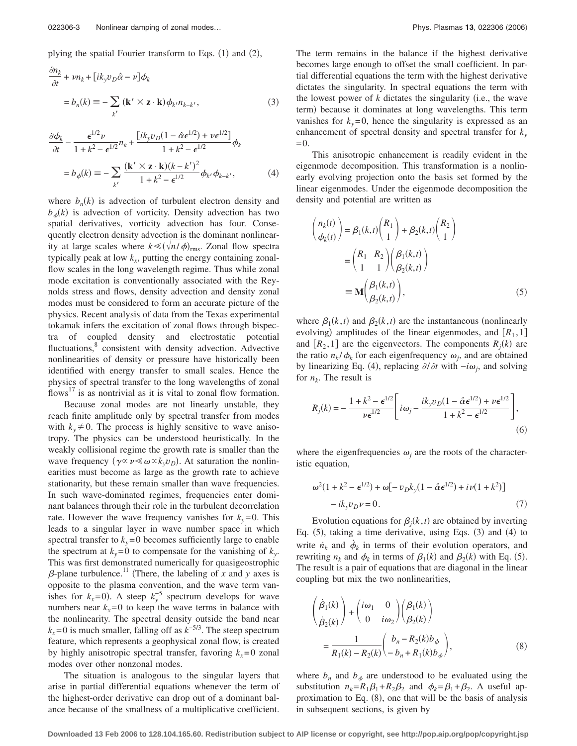plying the spatial Fourier transform to Eqs. (1) and (2),

$$\frac{\partial n_k}{\partial t} + \nu n_k + [ik_y v_D \hat{\alpha} - \nu]\phi_k = b_n(k) \equiv -\sum_{k'} (\mathbf{k}' \times \mathbf{z} \cdot \mathbf{k})\phi_{k'} n_{k-k'}, \tag{3}$$

$$\frac{\partial \phi_k}{\partial t} - \frac{\epsilon^{1/2}\nu}{1+k^2-\epsilon^{1/2}} n_k + \frac{[ik_y v_D(1-\hat{\alpha}\epsilon^{1/2}) + \nu\epsilon^{1/2}]}{1+k^2-\epsilon^{1/2}}\phi_k = b_\phi(k) \equiv -\sum_{k'} \frac{(\mathbf{k}' \times \mathbf{z} \cdot \mathbf{k})(k-k')^2}{1+k^2-\epsilon^{1/2}}\phi_{k'}\phi_{k-k'}, \tag{4}$$

where $b_n(k)$ is advection of turbulent electron density and $b_\phi(k)$ is advection of vorticity. Density advection has two spatial derivatives, vorticity advection has four. Consequently electron density advection is the dominant nonlinearity at large scales where $k \ll (\sqrt{n/\phi})_{\rm rms}$. Zonal flow spectra typically peak at low $k_x$, putting the energy containing zonal-flow scales in the long wavelength regime. Thus while zonal mode excitation is conventionally associated with the Reynolds stress and flows, density advection and density zonal modes must be considered to form an accurate picture of the physics. Recent analysis of data from the Texas experimental tokamak infers the excitation of zonal flows through bispectra of coupled density and electrostatic potential fluctuations,[8] consistent with density advection. Advective nonlinearities of density or pressure have historically been identified with energy transfer to small scales. Hence the physics of spectral transfer to the long wavelengths of zonal flows[17] is as nontrivial as it is vital to zonal flow formation.

Because zonal modes are not linearly unstable, they reach finite amplitude only by spectral transfer from modes with $k_y \neq 0$. The process is highly sensitive to wave anisotropy. The physics can be understood heuristically. In the weakly collisional regime the growth rate is smaller than the wave frequency ($\gamma \propto \nu \ll \omega \propto k_y v_D$). At saturation the nonlinearities must become as large as the growth rate to achieve stationarity, but these remain smaller than wave frequencies. In such wave-dominated regimes, frequencies enter dominant balances through their role in the turbulent decorrelation rate. However the wave frequency vanishes for $k_y=0$. This leads to a singular layer in wave number space in which spectral transfer to $k_y=0$ becomes sufficiently large to enable the spectrum at $k_y=0$ to compensate for the vanishing of $k_y$. This was first demonstrated numerically for quasigeostrophic $\beta$-plane turbulence.[11] (There, the labeling of $x$ and $y$ axes is opposite to the plasma convention, and the wave term vanishes for $k_x=0$). A steep $k_y^{-5}$ spectrum develops for wave numbers near $k_x=0$ to keep the wave terms in balance with the nonlinearity. The spectral density outside the band near $k_x=0$ is much smaller, falling off as $k^{-5/3}$. The steep spectrum feature, which represents a geophysical zonal flow, is created by highly anisotropic spectral transfer, favoring $k_x=0$ zonal modes over other nonzonal modes.

The situation is analogous to the singular layers that arise in partial differential equations whenever the term of the highest-order derivative can drop out of a dominant balance because of the smallness of a multiplicative coefficient. The term remains in the balance if the highest derivative becomes large enough to offset the small coefficient. In partial differential equations the term with the highest derivative dictates the singularity. In spectral equations the term with the lowest power of $k$ dictates the singularity (i.e., the wave term) because it dominates at long wavelengths. This term vanishes for $k_y=0$, hence the singularity is expressed as an enhancement of spectral density and spectral transfer for $k_y=0$.

This anisotropic enhancement is readily evident in the eigenmode decomposition. This transformation is a nonlinearly evolving projection onto the basis set formed by the linear eigenmodes. Under the eigenmode decomposition the density and potential are written as

$$\begin{pmatrix} n_k(t) \\ \phi_k(t) \end{pmatrix} = \beta_1(k,t)\begin{pmatrix} R_1 \\ 1 \end{pmatrix} + \beta_2(k,t)\begin{pmatrix} R_2 \\ 1 \end{pmatrix} = \begin{pmatrix} R_1 & R_2 \\ 1 & 1 \end{pmatrix}\begin{pmatrix} \beta_1(k,t) \\ \beta_2(k,t) \end{pmatrix} \equiv \mathbf{M}\begin{pmatrix} \beta_1(k,t) \\ \beta_2(k,t) \end{pmatrix}, \tag{5}$$

where $\beta_1(k,t)$ and $\beta_2(k,t)$ are the instantaneous (nonlinearly evolving) amplitudes of the linear eigenmodes, and $[R_1,1]$ and $[R_2,1]$ are the eigenvectors. The components $R_j(k)$ are the ratio $n_k/\phi_k$ for each eigenfrequency $\omega_j$, and are obtained by linearizing Eq. (4), replacing $\partial/\partial t$ with $-i\omega_j$, and solving for $n_k$. The result is

$$R_j(k) = -\frac{1+k^2-\epsilon^{1/2}}{\nu\epsilon^{1/2}}\left[i\omega_j - \frac{ik_y v_D(1-\hat{\alpha}\epsilon^{1/2}) + \nu\epsilon^{1/2}}{1+k^2-\epsilon^{1/2}}\right], \tag{6}$$

where the eigenfrequencies $\omega_j$ are the roots of the characteristic equation,

$$\omega^2(1+k^2-\epsilon^{1/2}) + \omega[-v_D k_y(1-\hat{\alpha}\epsilon^{1/2}) + i\nu(1+k^2)] - ik_y v_D \nu = 0. \tag{7}$$

Evolution equations for $\beta_j(k,t)$ are obtained by inverting Eq. (5), taking a time derivative, using Eqs. (3) and (4) to write $\dot{n}_k$ and $\dot{\phi}_k$ in terms of their evolution operators, and rewriting $n_k$ and $\phi_k$ in terms of $\beta_1(k)$ and $\beta_2(k)$ with Eq. (5). The result is a pair of equations that are diagonal in the linear coupling but mix the two nonlinearities,

$$\begin{pmatrix} \dot{\beta}_1(k) \\ \dot{\beta}_2(k) \end{pmatrix} + \begin{pmatrix} i\omega_1 & 0 \\ 0 & i\omega_2 \end{pmatrix}\begin{pmatrix} \beta_1(k) \\ \beta_2(k) \end{pmatrix} = \frac{1}{R_1(k)-R_2(k)}\begin{pmatrix} b_n - R_2(k)b_\phi \\ -b_n + R_1(k)b_\phi \end{pmatrix}, \tag{8}$$

where $b_n$ and $b_\phi$ are understood to be evaluated using the substitution $n_k = R_1\beta_1 + R_2\beta_2$ and $\phi_k = \beta_1 + \beta_2$. A useful approximation to Eq. (8), one that will be the basis of analysis in subsequent sections, is given by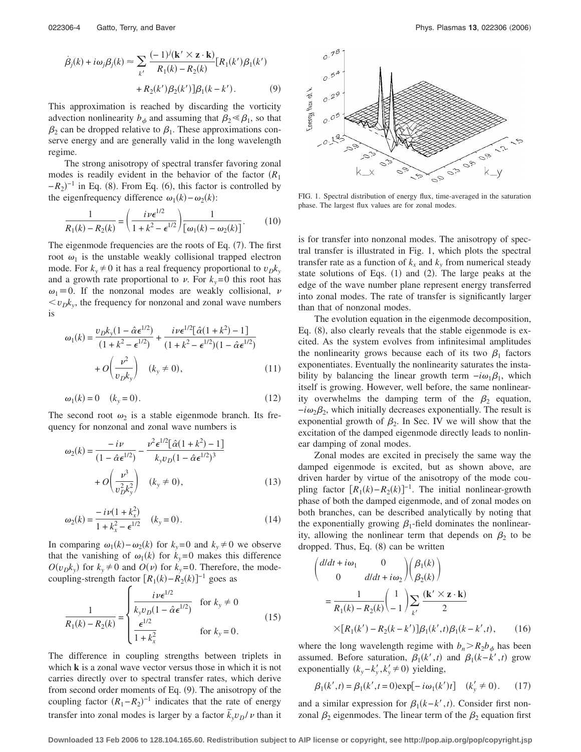$$\dot{\beta}_j(k) + i\omega_j\beta_j(k) \approx \sum_{k'} \frac{(-1)^j(\mathbf{k}' \times \mathbf{z} \cdot \mathbf{k})}{R_1(k) - R_2(k)}[R_1(k')\beta_1(k') + R_2(k')\beta_2(k')]\beta_1(k-k'). \tag{9}$$

This approximation is reached by discarding the vorticity advection nonlinearity $b_\phi$ and assuming that $\beta_2 \ll \beta_1$, so that $\beta_2$ can be dropped relative to $\beta_1$. These approximations conserve energy and are generally valid in the long wavelength regime.

The strong anisotropy of spectral transfer favoring zonal modes is readily evident in the behavior of the factor $(R_1 - R_2)^{-1}$ in Eq. (8). From Eq. (6), this factor is controlled by the eigenfrequency difference $\omega_1(k) - \omega_2(k)$:

$$\frac{1}{R_1(k) - R_2(k)} = \left(\frac{i\nu\epsilon^{1/2}}{1 + k^2 - \epsilon^{1/2}}\right)\frac{1}{[\omega_1(k) - \omega_2(k)]}. \tag{10}$$

The eigenmode frequencies are the roots of Eq. (7). The first root $\omega_1$ is the unstable weakly collisional trapped electron mode. For $k_y \neq 0$ it has a real frequency proportional to $v_D k_y$ and a growth rate proportional to $\nu$. For $k_y = 0$ this root has $\omega_1 \equiv 0$. If the nonzonal modes are weakly collisional, $\nu < v_D k_y$, the frequency for nonzonal and zonal wave numbers is

$$\omega_1(k) = \frac{v_D k_y (1 - \hat{\alpha}\epsilon^{1/2})}{(1 + k^2 - \epsilon^{1/2})} + \frac{i\nu\epsilon^{1/2}[\hat{\alpha}(1 + k^2) - 1]}{(1 + k^2 - \epsilon^{1/2})(1 - \hat{\alpha}\epsilon^{1/2})} + O\left(\frac{\nu^2}{v_D k_y}\right) \quad (k_y \neq 0), \tag{11}$$

$$\omega_1(k) = 0 \quad (k_y = 0). \tag{12}$$

The second root $\omega_2$ is a stable eigenmode branch. Its frequency for nonzonal and zonal wave numbers is

$$\omega_2(k) = \frac{-i\nu}{(1 - \hat{\alpha}\epsilon^{1/2})} - \frac{\nu^2\epsilon^{1/2}[\hat{\alpha}(1 + k^2) - 1]}{k_y v_D (1 - \hat{\alpha}\epsilon^{1/2})^3} + O\left(\frac{\nu^3}{v_D^2 k_y^2}\right) \quad (k_y \neq 0), \tag{13}$$

$$\omega_2(k) = \frac{-i\nu(1 + k_x^2)}{1 + k_x^2 - \epsilon^{1/2}} \quad (k_y = 0). \tag{14}$$

In comparing $\omega_1(k) - \omega_2(k)$ for $k_y = 0$ and $k_y \neq 0$ we observe that the vanishing of $\omega_1(k)$ for $k_y = 0$ makes this difference $O(v_D k_y)$ for $k_y \neq 0$ and $O(\nu)$ for $k_y = 0$. Therefore, the mode-coupling-strength factor $[R_1(k) - R_2(k)]^{-1}$ goes as

$$\frac{1}{R_1(k) - R_2(k)} = \begin{cases} \dfrac{i\nu\epsilon^{1/2}}{k_y v_D (1 - \hat{\alpha}\epsilon^{1/2})} & \text{for } k_y \neq 0 \\ \dfrac{\epsilon^{1/2}}{1 + k_x^2} & \text{for } k_y = 0. \end{cases} \tag{15}$$

The difference in coupling strengths between triplets in which $\mathbf{k}$ is a zonal wave vector versus those in which it is not carries directly over to spectral transfer rates, which derive from second order moments of Eq. (9). The anisotropy of the coupling factor $(R_1 - R_2)^{-1}$ indicates that the rate of energy transfer into zonal modes is larger by a factor $\bar{k}_y v_D / \nu$ than it is for transfer into nonzonal modes. The anisotropy of spectral transfer is illustrated in Fig. 1, which plots the spectral transfer rate as a function of $k_x$ and $k_y$ from numerical steady state solutions of Eqs. (1) and (2). The large peaks at the edge of the wave number plane represent energy transferred into zonal modes. The rate of transfer is significantly larger than that of nonzonal modes.

FIG. 1. Spectral distribution of energy flux, time-averaged in the saturation phase. The largest flux values are for zonal modes.

The evolution equation in the eigenmode decomposition, Eq. (8), also clearly reveals that the stable eigenmode is excited. As the system evolves from infinitesimal amplitudes the nonlinearity grows because each of its two $\beta_1$ factors exponentiates. Eventually the nonlinearity saturates the instability by balancing the linear growth term $-i\omega_1\beta_1$, which itself is growing. However, well before, the same nonlinearity overwhelms the damping term of the $\beta_2$ equation, $-i\omega_2\beta_2$, which initially decreases exponentially. The result is exponential growth of $\beta_2$. In Sec. IV we will show that the excitation of the damped eigenmode directly leads to nonlinear damping of zonal modes.

Zonal modes are excited in precisely the same way the damped eigenmode is excited, but as shown above, are driven harder by virtue of the anisotropy of the mode coupling factor $[R_1(k) - R_2(k)]^{-1}$. The initial nonlinear-growth phase of both the damped eigenmode, and of zonal modes on both branches, can be described analytically by noting that the exponentially growing $\beta_1$-field dominates the nonlinearity, allowing the nonlinear term that depends on $\beta_2$ to be dropped. Thus, Eq. (8) can be written

$$\begin{pmatrix} d/dt + i\omega_1 & 0 \\ 0 & d/dt + i\omega_2 \end{pmatrix}\begin{pmatrix} \beta_1(k) \\ \beta_2(k) \end{pmatrix} = \frac{1}{R_1(k) - R_2(k)}\begin{pmatrix} 1 \\ -1 \end{pmatrix}\sum_{k'} \frac{(\mathbf{k}' \times \mathbf{z} \cdot \mathbf{k})}{2} \times [R_1(k') - R_2(k-k')]\beta_1(k',t)\beta_1(k-k',t), \tag{16}$$

where the long wavelength regime with $b_n > R_2 b_\phi$ has been assumed. Before saturation, $\beta_1(k',t)$ and $\beta_1(k-k',t)$ grow exponentially $(k_y - k_y', k_y' \neq 0)$ yielding,

$$\beta_1(k',t) = \beta_1(k',t=0)\exp[-i\omega_1(k')t] \quad (k_y' \neq 0). \tag{17}$$

and a similar expression for $\beta_1(k-k',t)$. Consider first nonzonal $\beta_2$ eigenmodes. The linear term of the $\beta_2$ equation first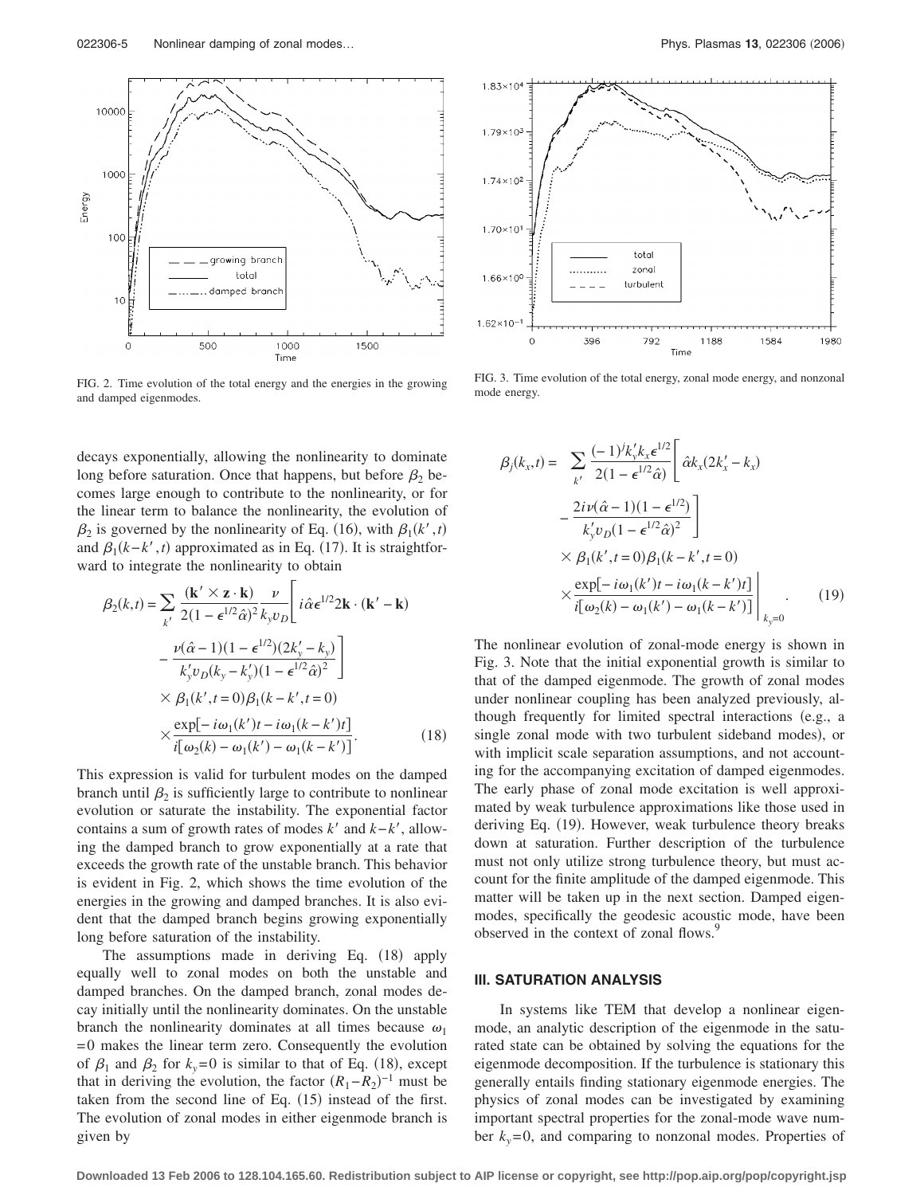FIG. 2. Time evolution of the total energy and the energies in the growing and damped eigenmodes.

FIG. 3. Time evolution of the total energy, zonal mode energy, and nonzonal mode energy.

decays exponentially, allowing the nonlinearity to dominate long before saturation. Once that happens, but before $\beta_2$ becomes large enough to contribute to the nonlinearity, or for the linear term to balance the nonlinearity, the evolution of $\beta_2$ is governed by the nonlinearity of Eq. (16), with $\beta_1(k',t)$ and $\beta_1(k-k',t)$ approximated as in Eq. (17). It is straightforward to integrate the nonlinearity to obtain

$$\beta_2(k,t) = \sum_{k'} \frac{(\mathbf{k}' \times \mathbf{z} \cdot \mathbf{k})}{2(1-\epsilon^{1/2}\hat{\alpha})^2} \frac{\nu}{k_y v_D} \Bigg[ i\hat{\alpha}\epsilon^{1/2} 2\mathbf{k} \cdot (\mathbf{k}' - \mathbf{k}) - \frac{\nu(\hat{\alpha}-1)(1-\epsilon^{1/2})(2k_y' - k_y)}{k_y' v_D (k_y - k_y')(1-\epsilon^{1/2}\hat{\alpha})^2} \Bigg] \times \beta_1(k',t=0)\beta_1(k-k',t=0) \times \frac{\exp[-i\omega_1(k')t - i\omega_1(k-k')t]}{i[\omega_2(k) - \omega_1(k') - \omega_1(k-k')]}. \tag{18}$$

This expression is valid for turbulent modes on the damped branch until $\beta_2$ is sufficiently large to contribute to nonlinear evolution or saturate the instability. The exponential factor contains a sum of growth rates of modes $k'$ and $k-k'$, allowing the damped branch to grow exponentially at a rate that exceeds the growth rate of the unstable branch. This behavior is evident in Fig. 2, which shows the time evolution of the energies in the growing and damped branches. It is also evident that the damped branch begins growing exponentially long before saturation of the instability.

The assumptions made in deriving Eq. (18) apply equally well to zonal modes on both the unstable and damped branches. On the damped branch, zonal modes decay initially until the nonlinearity dominates. On the unstable branch the nonlinearity dominates at all times because $\omega_1 = 0$ makes the linear term zero. Consequently the evolution of $\beta_1$ and $\beta_2$ for $k_y=0$ is similar to that of Eq. (18), except that in deriving the evolution, the factor $(R_1-R_2)^{-1}$ must be taken from the second line of Eq. (15) instead of the first. The evolution of zonal modes in either eigenmode branch is given by

$$\beta_j(k_x,t) = \sum_{k'} \frac{(-1)^j k_y' k_x \epsilon^{1/2}}{2(1-\epsilon^{1/2}\hat{\alpha})} \Bigg[ \hat{\alpha} k_x (2k_x' - k_x) - \frac{2i\nu(\hat{\alpha}-1)(1-\epsilon^{1/2})}{k_y' v_D (1-\epsilon^{1/2}\hat{\alpha})^2} \Bigg] \times \beta_1(k',t=0)\beta_1(k-k',t=0) \times \frac{\exp[-i\omega_1(k')t - i\omega_1(k-k')t]}{i[\omega_2(k) - \omega_1(k') - \omega_1(k-k')]} \Bigg|_{k_y=0}. \tag{19}$$

The nonlinear evolution of zonal-mode energy is shown in Fig. 3. Note that the initial exponential growth is similar to that of the damped eigenmode. The growth of zonal modes under nonlinear coupling has been analyzed previously, although frequently for limited spectral interactions (e.g., a single zonal mode with two turbulent sideband modes), or with implicit scale separation assumptions, and not accounting for the accompanying excitation of damped eigenmodes. The early phase of zonal mode excitation is well approximated by weak turbulence approximations like those used in deriving Eq. (19). However, weak turbulence theory breaks down at saturation. Further description of the turbulence must not only utilize strong turbulence theory, but must account for the finite amplitude of the damped eigenmode. This matter will be taken up in the next section. Damped eigenmodes, specifically the geodesic acoustic mode, have been observed in the context of zonal flows.[9]

## III. SATURATION ANALYSIS

In systems like TEM that develop a nonlinear eigenmode, an analytic description of the eigenmode in the saturated state can be obtained by solving the equations for the eigenmode decomposition. If the turbulence is stationary this generally entails finding stationary eigenmode energies. The physics of zonal modes can be investigated by examining important spectral properties for the zonal-mode wave number $k_y=0$, and comparing to nonzonal modes. Properties of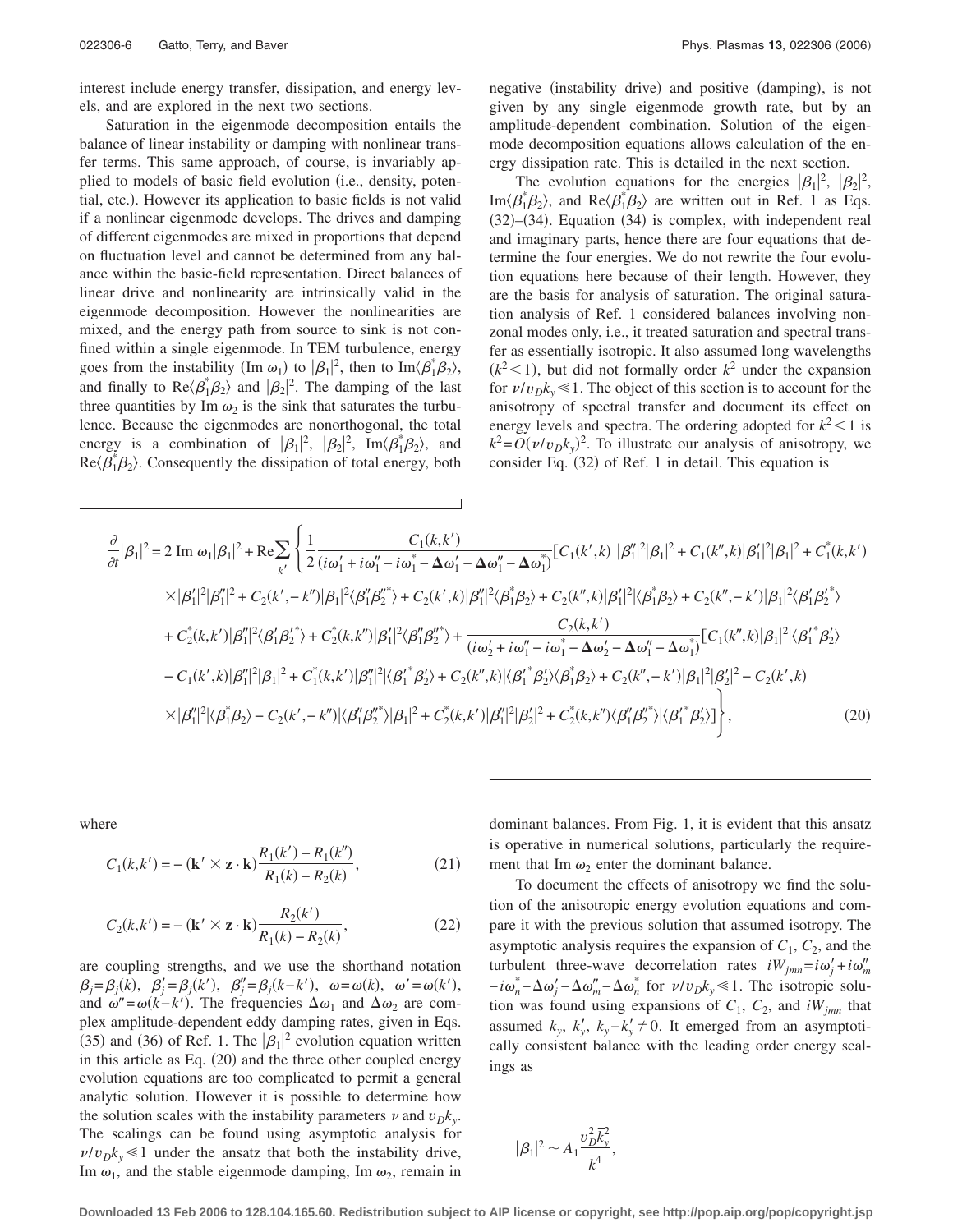interest include energy transfer, dissipation, and energy levels, and are explored in the next two sections.

Saturation in the eigenmode decomposition entails the balance of linear instability or damping with nonlinear transfer terms. This same approach, of course, is invariably applied to models of basic field evolution (i.e., density, potential, etc.). However its application to basic fields is not valid if a nonlinear eigenmode develops. The drives and damping of different eigenmodes are mixed in proportions that depend on fluctuation level and cannot be determined from any balance within the basic-field representation. Direct balances of linear drive and nonlinearity are intrinsically valid in the eigenmode decomposition. However the nonlinearities are mixed, and the energy path from source to sink is not confined within a single eigenmode. In TEM turbulence, energy goes from the instability ($\mathrm{Im}\,\omega_1$) to $|\beta_1|^2$, then to $\mathrm{Im}\langle\beta_1^*\beta_2\rangle$, and finally to $\mathrm{Re}\langle\beta_1^*\beta_2\rangle$ and $|\beta_2|^2$. The damping of the last three quantities by $\mathrm{Im}\,\omega_2$ is the sink that saturates the turbulence. Because the eigenmodes are nonorthogonal, the total energy is a combination of $|\beta_1|^2$, $|\beta_2|^2$, $\mathrm{Im}\langle\beta_1^*\beta_2\rangle$, and $\mathrm{Re}\langle\beta_1^*\beta_2\rangle$. Consequently the dissipation of total energy, both negative (instability drive) and positive (damping), is not given by any single eigenmode growth rate, but by an amplitude-dependent combination. Solution of the eigenmode decomposition equations allows calculation of the energy dissipation rate. This is detailed in the next section.

The evolution equations for the energies $|\beta_1|^2$, $|\beta_2|^2$, $\mathrm{Im}\langle\beta_1^*\beta_2\rangle$, and $\mathrm{Re}\langle\beta_1^*\beta_2\rangle$ are written out in Ref. 1 as Eqs. (32)–(34). Equation (34) is complex, with independent real and imaginary parts, hence there are four equations that determine the four energies. We do not rewrite the four evolution equations here because of their length. However, they are the basis for analysis of saturation. The original saturation analysis of Ref. 1 considered balances involving nonzonal modes only, i.e., it treated saturation and spectral transfer as essentially isotropic. It also assumed long wavelengths ($k^2<1$), but did not formally order $k^2$ under the expansion for $\nu/v_Dk_y\ll 1$. The object of this section is to account for the anisotropy of spectral transfer and document its effect on energy levels and spectra. The ordering adopted for $k^2<1$ is $k^2=O(\nu/v_Dk_y)^2$. To illustrate our analysis of anisotropy, we consider Eq. (32) of Ref. 1 in detail. This equation is

$$
\begin{aligned}
\frac{\partial}{\partial t}|\beta_1|^2 = {} & 2\,\mathrm{Im}\,\omega_1|\beta_1|^2 + \mathrm{Re}\sum_{k'}\Bigg\{\frac{1}{2}\frac{C_1(k,k')}{(i\omega_1'+i\omega_1''-i\omega_1^*-\Delta\omega_1'-\Delta\omega_1''-\Delta\omega_1^*)}\big[C_1(k',k)\,|\beta_1''|^2|\beta_1|^2+C_1(k'',k)|\beta_1'|^2|\beta_1|^2+C_1^*(k,k') \\
& \times|\beta_1'|^2|\beta_1''|^2+C_2(k',-k'')|\beta_1|^2\langle\beta_1''\beta_2''^*\rangle+C_2(k',k)|\beta_1''|^2\langle\beta_1^*\beta_2\rangle+C_2(k'',k)|\beta_1'|^2\langle\beta_1^*\beta_2\rangle+C_2(k'',-k')|\beta_1|^2\langle\beta_1'\beta_2'^*\rangle \\
& +C_2^*(k,k')|\beta_1''|^2\langle\beta_1'\beta_2'^*\rangle+C_2^*(k,k'')|\beta_1'|^2\langle\beta_1''\beta_2''^*\rangle\big]+\frac{C_2(k,k')}{(i\omega_2'+i\omega_1''-i\omega_1^*-\Delta\omega_2'-\Delta\omega_1''-\Delta\omega_1^*)}\big[C_1(k'',k)|\beta_1|^2\langle\beta_1'^*\beta_2'\rangle \\
& -C_1(k',k)|\beta_1''|^2|\beta_1|^2+C_1^*(k,k')|\beta_1''|^2\langle\beta_1'^*\beta_2'\rangle+C_2(k'',k)\langle\beta_1'^*\beta_2'\rangle\langle\beta_1^*\beta_2\rangle+C_2(k'',-k')|\beta_1|^2|\beta_2'|^2-C_2(k',k) \\
& \times|\beta_1''|^2\langle\beta_1^*\beta_2\rangle-C_2(k',-k'')\langle\beta_1''\beta_2''^*\rangle|\beta_1|^2+C_2^*(k,k')|\beta_1''|^2|\beta_2'|^2+C_2^*(k,k'')\langle\beta_1''\beta_2''^*\rangle\langle\beta_1'^*\beta_2'\rangle\big]\Bigg\},
\end{aligned}
\tag{20}
$$

where

$$
C_1(k,k') = -(\mathbf{k}'\times\mathbf{z}\cdot\mathbf{k})\frac{R_1(k')-R_1(k'')}{R_1(k)-R_2(k)}, \tag{21}
$$

$$
C_2(k,k') = -(\mathbf{k}'\times\mathbf{z}\cdot\mathbf{k})\frac{R_2(k')}{R_1(k)-R_2(k)}, \tag{22}
$$

are coupling strengths, and we use the shorthand notation $\beta_j=\beta_j(k)$, $\beta_j'=\beta_j(k')$, $\beta_j''=\beta_j(k-k')$, $\omega=\omega(k)$, $\omega'=\omega(k')$, and $\omega''=\omega(k-k')$. The frequencies $\Delta\omega_1$ and $\Delta\omega_2$ are complex amplitude-dependent eddy damping rates, given in Eqs. (35) and (36) of Ref. 1. The $|\beta_1|^2$ evolution equation written in this article as Eq. (20) and the three other coupled energy evolution equations are too complicated to permit a general analytic solution. However it is possible to determine how the solution scales with the instability parameters $\nu$ and $v_Dk_y$. The scalings can be found using asymptotic analysis for $\nu/v_Dk_y\ll 1$ under the ansatz that both the instability drive, $\mathrm{Im}\,\omega_1$, and the stable eigenmode damping, $\mathrm{Im}\,\omega_2$, remain in dominant balances. From Fig. 1, it is evident that this ansatz is operative in numerical solutions, particularly the requirement that $\mathrm{Im}\,\omega_2$ enter the dominant balance.

To document the effects of anisotropy we find the solution of the anisotropic energy evolution equations and compare it with the previous solution that assumed isotropy. The asymptotic analysis requires the expansion of $C_1$, $C_2$, and the turbulent three-wave decorrelation rates $iW_{jmn}=i\omega_j'+i\omega_m''-i\omega_n^*-\Delta\omega_j'-\Delta\omega_m''-\Delta\omega_n^*$ for $\nu/v_Dk_y\ll 1$. The isotropic solution was found using expansions of $C_1$, $C_2$, and $iW_{jmn}$ that assumed $k_y$, $k_y'$, $k_y-k_y'\neq 0$. It emerged from an asymptotically consistent balance with the leading order energy scalings as

$$
|\beta_1|^2 \sim A_1\frac{v_D^2\bar{k}_y^2}{\bar{k}^4},
$$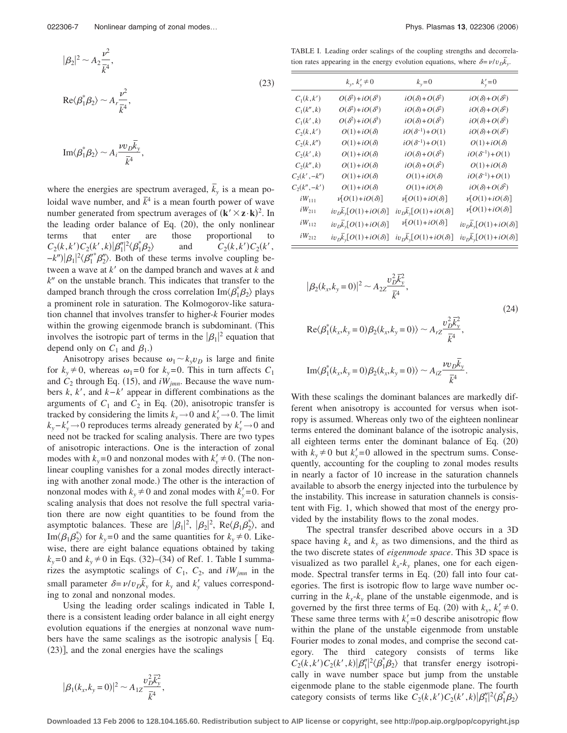$$|\beta_2|^2 \sim A_2 \frac{\nu^2}{\bar{k}^4},$$

$$\text{Re}\langle \beta_1^* \beta_2 \rangle \sim A_r \frac{\nu^2}{\bar{k}^4}, \tag{23}$$

$$\text{Im}\langle \beta_1^* \beta_2 \rangle \sim A_i \frac{\nu v_D \bar{k}_y}{\bar{k}^4},$$

where the energies are spectrum averaged, $\bar{k}_y$ is a mean poloidal wave number, and $\bar{k}^4$ is a mean fourth power of wave number generated from spectrum averages of $(\mathbf{k}' \times \mathbf{z} \cdot \mathbf{k})^2$. In the leading order balance of Eq. (20), the only nonlinear terms that enter are those proportional to $C_2(k,k')C_2(k',k)|\beta_1''|^2 \langle \beta_1^* \beta_2 \rangle$ and $C_2(k,k')C_2(k',-k'')|\beta_1|^2 \langle \beta_1''^* \beta_2'' \rangle$. Both of these terms involve coupling between a wave at $k'$ on the damped branch and waves at $k$ and $k''$ on the unstable branch. This indicates that transfer to the damped branch through the cross correlation $\text{Im}\langle \beta_1^* \beta_2 \rangle$ plays a prominent role in saturation. The Kolmogorov-like saturation channel that involves transfer to higher-$k$ Fourier modes within the growing eigenmode branch is subdominant. (This involves the isotropic part of terms in the $|\beta_1|^2$ equation that depend only on $C_1$ and $\beta_1$.)

Anisotropy arises because $\omega_1 \sim k_y v_D$ is large and finite for $k_y \neq 0$, whereas $\omega_1 = 0$ for $k_y = 0$. This in turn affects $C_1$ and $C_2$ through Eq. (15), and $iW_{jmn}$. Because the wave numbers $k$, $k'$, and $k-k'$ appear in different combinations as the arguments of $C_1$ and $C_2$ in Eq. (20), anisotropic transfer is tracked by considering the limits $k_y \to 0$ and $k_y' \to 0$. The limit $k_y - k_y' \to 0$ reproduces terms already generated by $k_y' \to 0$ and need not be tracked for scaling analysis. There are two types of anisotropic interactions. One is the interaction of zonal modes with $k_y = 0$ and nonzonal modes with $k_y' \neq 0$. (The nonlinear coupling vanishes for a zonal modes directly interacting with another zonal mode.) The other is the interaction of nonzonal modes with $k_y \neq 0$ and zonal modes with $k_y' = 0$. For scaling analysis that does not resolve the full spectral variation there are now eight quantities to be found from the asymptotic balances. These are $|\beta_1|^2$, $|\beta_2|^2$, $\text{Re}\langle \beta_1 \beta_2^* \rangle$, and $\text{Im}\langle \beta_1 \beta_2^* \rangle$ for $k_y = 0$ and the same quantities for $k_y \neq 0$. Likewise, there are eight balance equations obtained by taking $k_y = 0$ and $k_y \neq 0$ in Eqs. (32)–(34) of Ref. 1. Table I summarizes the asymptotic scalings of $C_1$, $C_2$, and $iW_{jmn}$ in the small parameter $\delta = \nu / v_D \bar{k}_y$ for $k_y$ and $k_y'$ values corresponding to zonal and nonzonal modes.

Using the leading order scalings indicated in Table I, there is a consistent leading order balance in all eight energy evolution equations if the energies at nonzonal wave numbers have the same scalings as the isotropic analysis [ Eq. (23)], and the zonal energies have the scalings

$$|\beta_1(k_x, k_y = 0)|^2 \sim A_{1Z} \frac{v_D^2 \bar{k}_y^2}{\bar{k}^4},$$

TABLE I. Leading order scalings of the coupling strengths and decorrelation rates appearing in the energy evolution equations, where $\delta = \nu / v_D \bar{k}_y$.

| | $k_y, k_y' \neq 0$ | $k_y = 0$ | $k_y' = 0$ |
|---|---|---|---|
| $C_1(k,k')$ | $O(\delta^2) + iO(\delta^3)$ | $iO(\delta) + O(\delta^2)$ | $iO(\delta) + O(\delta^2)$ |
| $C_1(k'',k)$ | $O(\delta^2) + iO(\delta^3)$ | $iO(\delta) + O(\delta^2)$ | $iO(\delta) + O(\delta^2)$ |
| $C_1(k',k)$ | $O(\delta^2) + iO(\delta^3)$ | $iO(\delta) + O(\delta^2)$ | $iO(\delta) + O(\delta^2)$ |
| $C_2(k,k')$ | $O(1) + iO(\delta)$ | $iO(\delta^{-1}) + O(1)$ | $iO(\delta) + O(\delta^2)$ |
| $C_2(k,k'')$ | $O(1) + iO(\delta)$ | $iO(\delta^{-1}) + O(1)$ | $O(1) + iO(\delta)$ |
| $C_2(k',k)$ | $O(1) + iO(\delta)$ | $iO(\delta) + O(\delta^2)$ | $iO(\delta^{-1}) + O(1)$ |
| $C_2(k'',k)$ | $O(1) + iO(\delta)$ | $iO(\delta) + O(\delta^2)$ | $O(1) + iO(\delta)$ |
| $C_2(k',-k'')$ | $O(1) + iO(\delta)$ | $O(1) + iO(\delta)$ | $iO(\delta^{-1}) + O(1)$ |
| $C_2(k'',-k')$ | $O(1) + iO(\delta)$ | $O(1) + iO(\delta)$ | $iO(\delta) + O(\delta^2)$ |
| $iW_{111}$ | $\nu[O(1) + iO(\delta)]$ | $\nu[O(1) + iO(\delta)]$ | $\nu[O(1) + iO(\delta)]$ |
| $iW_{211}$ | $iv_D\bar{k}_y[O(1) + iO(\delta)]$ | $iv_D\bar{k}_y[O(1) + iO(\delta)]$ | $\nu[O(1) + iO(\delta)]$ |
| $iW_{112}$ | $iv_D\bar{k}_y[O(1) + iO(\delta)]$ | $\nu[O(1) + iO(\delta)]$ | $iv_D\bar{k}_y[O(1) + iO(\delta)]$ |
| $iW_{212}$ | $iv_D\bar{k}_y[O(1) + iO(\delta)]$ | $iv_D\bar{k}_y[O(1) + iO(\delta)]$ | $iv_D\bar{k}_y[O(1) + iO(\delta)]$ |

$$|\beta_2(k_x, k_y = 0)|^2 \sim A_{2Z} \frac{v_D^2 \bar{k}_y^2}{\bar{k}^4},$$

$$\text{Re}\langle \beta_1^*(k_x, k_y = 0) \beta_2(k_x, k_y = 0) \rangle \sim A_{rZ} \frac{v_D^2 \bar{k}_y^2}{\bar{k}^4}, \tag{24}$$

$$\text{Im}\langle \beta_1^*(k_x, k_y = 0) \beta_2(k_x, k_y = 0) \rangle \sim A_{iZ} \frac{\nu v_D \bar{k}_y}{\bar{k}^4}.$$

With these scalings the dominant balances are markedly different when anisotropy is accounted for versus when isotropy is assumed. Whereas only two of the eighteen nonlinear terms entered the dominant balance of the isotropic analysis, all eighteen terms enter the dominant balance of Eq. (20) with $k_y \neq 0$ but $k_y' = 0$ allowed in the spectrum sums. Consequently, accounting for the coupling to zonal modes results in nearly a factor of 10 increase in the saturation channels available to absorb the energy injected into the turbulence by the instability. This increase in saturation channels is consistent with Fig. 1, which showed that most of the energy provided by the instability flows to the zonal modes.

The spectral transfer described above occurs in a 3D space having $k_x$ and $k_y$ as two dimensions, and the third as the two discrete states of *eigenmode space*. This 3D space is visualized as two parallel $k_x$-$k_y$ planes, one for each eigenmode. Spectral transfer terms in Eq. (20) fall into four categories. The first is isotropic flow to large wave number occurring in the $k_x$-$k_y$ plane of the unstable eigenmode, and is governed by the first three terms of Eq. (20) with $k_y, k_y' \neq 0$. These same three terms with $k_y' = 0$ describe anisotropic flow within the plane of the unstable eigenmode from unstable Fourier modes to zonal modes, and comprise the second category. The third category consists of terms like $C_2(k,k')C_2(k',k)|\beta_1''|^2 \langle \beta_1^* \beta_2 \rangle$ that transfer energy isotropically in wave number space but jump from the unstable eigenmode plane to the stable eigenmode plane. The fourth category consists of terms like $C_2(k,k')C_2(k',k)|\beta_1''|^2 \langle \beta_1^* \beta_2 \rangle$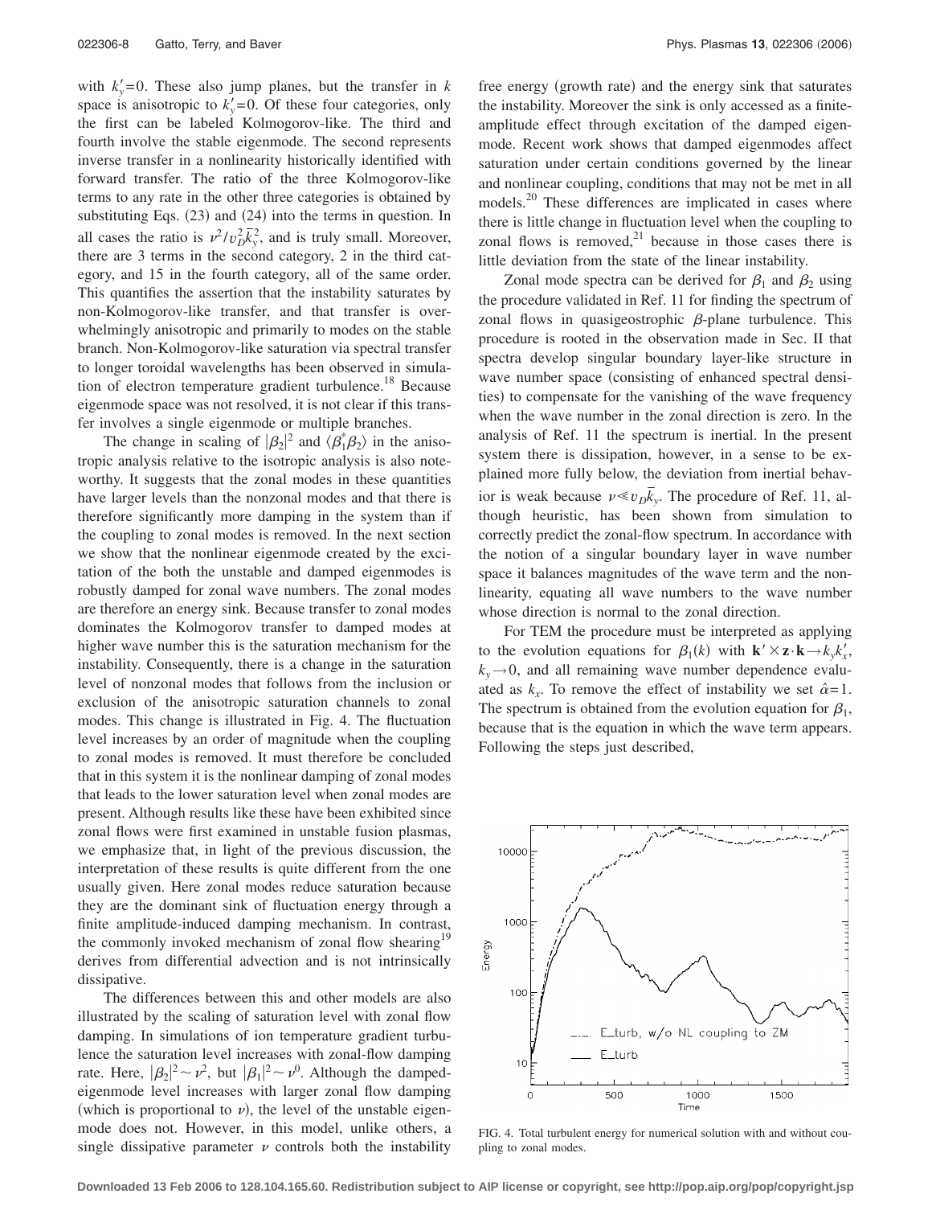with $k_y'=0$. These also jump planes, but the transfer in $k$ space is anisotropic to $k_y'=0$. Of these four categories, only the first can be labeled Kolmogorov-like. The third and fourth involve the stable eigenmode. The second represents inverse transfer in a nonlinearity historically identified with forward transfer. The ratio of the three Kolmogorov-like terms to any rate in the other three categories is obtained by substituting Eqs. (23) and (24) into the terms in question. In all cases the ratio is $\nu^2/v_D^2\bar{k}_y^2$, and is truly small. Moreover, there are 3 terms in the second category, 2 in the third category, and 15 in the fourth category, all of the same order. This quantifies the assertion that the instability saturates by non-Kolmogorov-like transfer, and that transfer is overwhelmingly anisotropic and primarily to modes on the stable branch. Non-Kolmogorov-like saturation via spectral transfer to longer toroidal wavelengths has been observed in simulation of electron temperature gradient turbulence.[18] Because eigenmode space was not resolved, it is not clear if this transfer involves a single eigenmode or multiple branches.

The change in scaling of $|\beta_2|^2$ and $\langle\beta_1^*\beta_2\rangle$ in the anisotropic analysis relative to the isotropic analysis is also noteworthy. It suggests that the zonal modes in these quantities have larger levels than the nonzonal modes and that there is therefore significantly more damping in the system than if the coupling to zonal modes is removed. In the next section we show that the nonlinear eigenmode created by the excitation of the both the unstable and damped eigenmodes is robustly damped for zonal wave numbers. The zonal modes are therefore an energy sink. Because transfer to zonal modes dominates the Kolmogorov transfer to damped modes at higher wave number this is the saturation mechanism for the instability. Consequently, there is a change in the saturation level of nonzonal modes that follows from the inclusion or exclusion of the anisotropic saturation channels to zonal modes. This change is illustrated in Fig. 4. The fluctuation level increases by an order of magnitude when the coupling to zonal modes is removed. It must therefore be concluded that in this system it is the nonlinear damping of zonal modes that leads to the lower saturation level when zonal modes are present. Although results like these have been exhibited since zonal flows were first examined in unstable fusion plasmas, we emphasize that, in light of the previous discussion, the interpretation of these results is quite different from the one usually given. Here zonal modes reduce saturation because they are the dominant sink of fluctuation energy through a finite amplitude-induced damping mechanism. In contrast, the commonly invoked mechanism of zonal flow shearing[19] derives from differential advection and is not intrinsically dissipative.

The differences between this and other models are also illustrated by the scaling of saturation level with zonal flow damping. In simulations of ion temperature gradient turbulence the saturation level increases with zonal-flow damping rate. Here, $|\beta_2|^2 \sim \nu^2$, but $|\beta_1|^2 \sim \nu^0$. Although the damped-eigenmode level increases with larger zonal flow damping (which is proportional to $\nu$), the level of the unstable eigenmode does not. However, in this model, unlike others, a single dissipative parameter $\nu$ controls both the instability free energy (growth rate) and the energy sink that saturates the instability. Moreover the sink is only accessed as a finite-amplitude effect through excitation of the damped eigenmode. Recent work shows that damped eigenmodes affect saturation under certain conditions governed by the linear and nonlinear coupling, conditions that may not be met in all models.[20] These differences are implicated in cases where there is little change in fluctuation level when the coupling to zonal flows is removed,[21] because in those cases there is little deviation from the state of the linear instability.

Zonal mode spectra can be derived for $\beta_1$ and $\beta_2$ using the procedure validated in Ref. 11 for finding the spectrum of zonal flows in quasigeostrophic $\beta$-plane turbulence. This procedure is rooted in the observation made in Sec. II that spectra develop singular boundary layer-like structure in wave number space (consisting of enhanced spectral densities) to compensate for the vanishing of the wave frequency when the wave number in the zonal direction is zero. In the analysis of Ref. 11 the spectrum is inertial. In the present system there is dissipation, however, in a sense to be explained more fully below, the deviation from inertial behavior is weak because $\nu \ll v_D\bar{k}_y$. The procedure of Ref. 11, although heuristic, has been shown from simulation to correctly predict the zonal-flow spectrum. In accordance with the notion of a singular boundary layer in wave number space it balances magnitudes of the wave term and the nonlinearity, equating all wave numbers to the wave number whose direction is normal to the zonal direction.

For TEM the procedure must be interpreted as applying to the evolution equations for $\beta_1(k)$ with $\mathbf{k}'\times\mathbf{z}\cdot\mathbf{k}\rightarrow k_y k_x'$, $k_y\rightarrow 0$, and all remaining wave number dependence evaluated as $k_x$. To remove the effect of instability we set $\hat{\alpha}=1$. The spectrum is obtained from the evolution equation for $\beta_1$, because that is the equation in which the wave term appears. Following the steps just described,

FIG. 4. Total turbulent energy for numerical solution with and without coupling to zonal modes.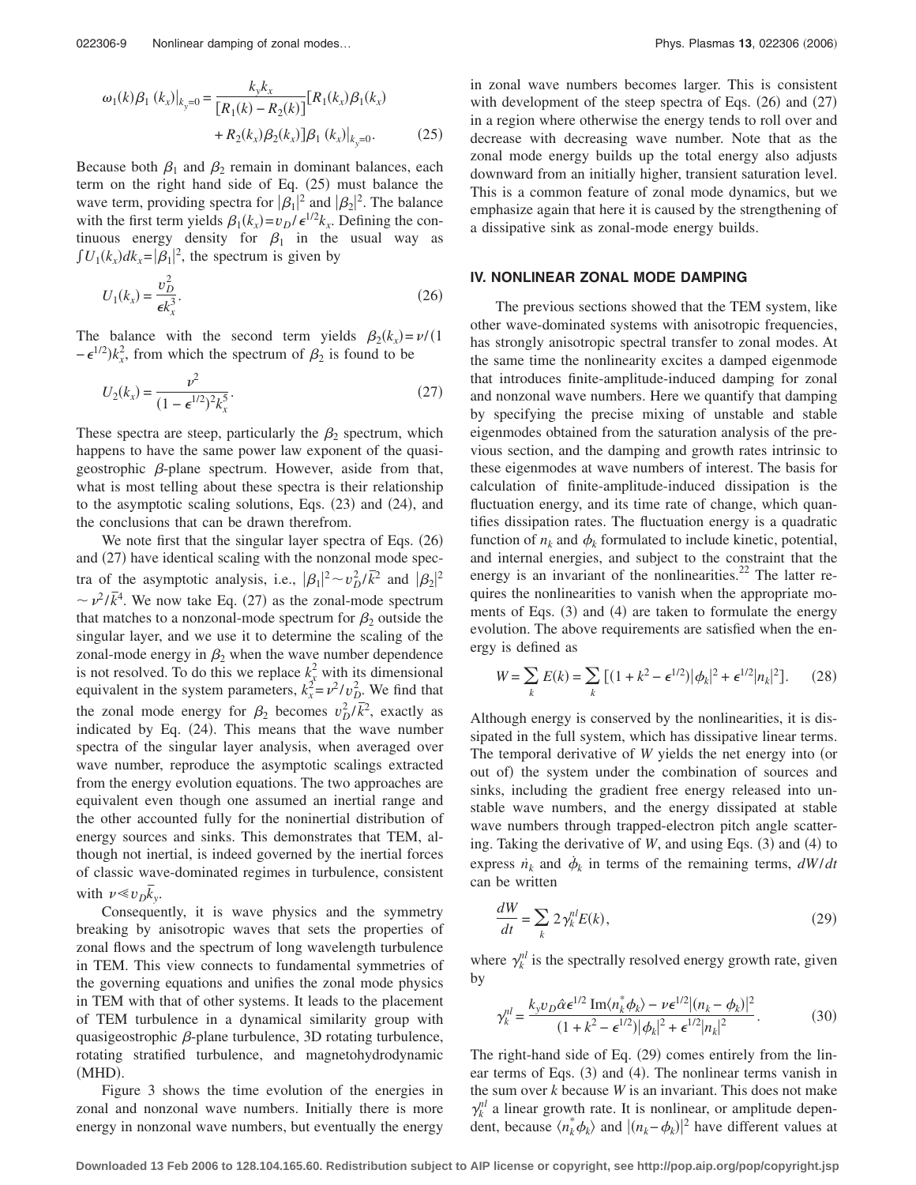$$
\omega_1(k)\beta_1(k_x)\big|_{k_y=0} = \frac{k_y k_x}{[R_1(k) - R_2(k)]}[R_1(k_x)\beta_1(k_x) + R_2(k_x)\beta_2(k_x)]\beta_1(k_x)\big|_{k_y=0}. \quad (25)
$$

Because both $\beta_1$ and $\beta_2$ remain in dominant balances, each term on the right hand side of Eq. (25) must balance the wave term, providing spectra for $|\beta_1|^2$ and $|\beta_2|^2$. The balance with the first term yields $\beta_1(k_x) = v_D/\epsilon^{1/2}k_x$. Defining the continuous energy density for $\beta_1$ in the usual way as $\int U_1(k_x)dk_x = |\beta_1|^2$, the spectrum is given by

$$
U_1(k_x) = \frac{v_D^2}{\epsilon k_x^3}. \quad (26)
$$

The balance with the second term yields $\beta_2(k_x) = \nu/(1 - \epsilon^{1/2})k_x^2$, from which the spectrum of $\beta_2$ is found to be

$$
U_2(k_x) = \frac{\nu^2}{(1-\epsilon^{1/2})^2 k_x^5}. \quad (27)
$$

These spectra are steep, particularly the $\beta_2$ spectrum, which happens to have the same power law exponent of the quasigeostrophic $\beta$-plane spectrum. However, aside from that, what is most telling about these spectra is their relationship to the asymptotic scaling solutions, Eqs. (23) and (24), and the conclusions that can be drawn therefrom.

We note first that the singular layer spectra of Eqs. (26) and (27) have identical scaling with the nonzonal mode spectra of the asymptotic analysis, i.e., $|\beta_1|^2 \sim v_D^2/\bar{k}^2$ and $|\beta_2|^2 \sim \nu^2/\bar{k}^4$. We now take Eq. (27) as the zonal-mode spectrum that matches to a nonzonal-mode spectrum for $\beta_2$ outside the singular layer, and we use it to determine the scaling of the zonal-mode energy in $\beta_2$ when the wave number dependence is not resolved. To do this we replace $k_x^2$ with its dimensional equivalent in the system parameters, $k_x^2 = \nu^2/v_D^2$. We find that the zonal mode energy for $\beta_2$ becomes $v_D^2/\bar{k}^2$, exactly as indicated by Eq. (24). This means that the wave number spectra of the singular layer analysis, when averaged over wave number, reproduce the asymptotic scalings extracted from the energy evolution equations. The two approaches are equivalent even though one assumed an inertial range and the other accounted fully for the noninertial distribution of energy sources and sinks. This demonstrates that TEM, although not inertial, is indeed governed by the inertial forces of classic wave-dominated regimes in turbulence, consistent with $\nu \ll v_D \bar{k}_y$.

Consequently, it is wave physics and the symmetry breaking by anisotropic waves that sets the properties of zonal flows and the spectrum of long wavelength turbulence in TEM. This view connects to fundamental symmetries of the governing equations and unifies the zonal mode physics in TEM with that of other systems. It leads to the placement of TEM turbulence in a dynamical similarity group with quasigeostrophic $\beta$-plane turbulence, 3D rotating turbulence, rotating stratified turbulence, and magnetohydrodynamic (MHD).

Figure 3 shows the time evolution of the energies in zonal and nonzonal wave numbers. Initially there is more energy in nonzonal wave numbers, but eventually the energy in zonal wave numbers becomes larger. This is consistent with development of the steep spectra of Eqs. (26) and (27) in a region where otherwise the energy tends to roll over and decrease with decreasing wave number. Note that as the zonal mode energy builds up the total energy also adjusts downward from an initially higher, transient saturation level. This is a common feature of zonal mode dynamics, but we emphasize again that here it is caused by the strengthening of a dissipative sink as zonal-mode energy builds.

## IV. NONLINEAR ZONAL MODE DAMPING

The previous sections showed that the TEM system, like other wave-dominated systems with anisotropic frequencies, has strongly anisotropic spectral transfer to zonal modes. At the same time the nonlinearity excites a damped eigenmode that introduces finite-amplitude-induced damping for zonal and nonzonal wave numbers. Here we quantify that damping by specifying the precise mixing of unstable and stable eigenmodes obtained from the saturation analysis of the previous section, and the damping and growth rates intrinsic to these eigenmodes at wave numbers of interest. The basis for calculation of finite-amplitude-induced dissipation is the fluctuation energy, and its time rate of change, which quantifies dissipation rates. The fluctuation energy is a quadratic function of $n_k$ and $\phi_k$ formulated to include kinetic, potential, and internal energies, and subject to the constraint that the energy is an invariant of the nonlinearities.[22] The latter requires the nonlinearities to vanish when the appropriate moments of Eqs. (3) and (4) are taken to formulate the energy evolution. The above requirements are satisfied when the energy is defined as

$$
W = \sum_k E(k) = \sum_k [(1 + k^2 - \epsilon^{1/2})|\phi_k|^2 + \epsilon^{1/2}|n_k|^2]. \quad (28)
$$

Although energy is conserved by the nonlinearities, it is dissipated in the full system, which has dissipative linear terms. The temporal derivative of $W$ yields the net energy into (or out of) the system under the combination of sources and sinks, including the gradient free energy released into unstable wave numbers, and the energy dissipated at stable wave numbers through trapped-electron pitch angle scattering. Taking the derivative of $W$, and using Eqs. (3) and (4) to express $\dot{n}_k$ and $\dot{\phi}_k$ in terms of the remaining terms, $dW/dt$ can be written

$$
\frac{dW}{dt} = \sum_k 2\gamma_k^{nl} E(k), \quad (29)
$$

where $\gamma_k^{nl}$ is the spectrally resolved energy growth rate, given by

$$
\gamma_k^{nl} = \frac{k_y v_D \hat{\alpha} \epsilon^{1/2} \operatorname{Im}\langle n_k^* \phi_k \rangle - \nu \epsilon^{1/2} |(n_k - \phi_k)|^2}{(1 + k^2 - \epsilon^{1/2})|\phi_k|^2 + \epsilon^{1/2}|n_k|^2}. \quad (30)
$$

The right-hand side of Eq. (29) comes entirely from the linear terms of Eqs. (3) and (4). The nonlinear terms vanish in the sum over $k$ because $W$ is an invariant. This does not make $\gamma_k^{nl}$ a linear growth rate. It is nonlinear, or amplitude dependent, because $\langle n_k^* \phi_k \rangle$ and $|(n_k - \phi_k)|^2$ have different values at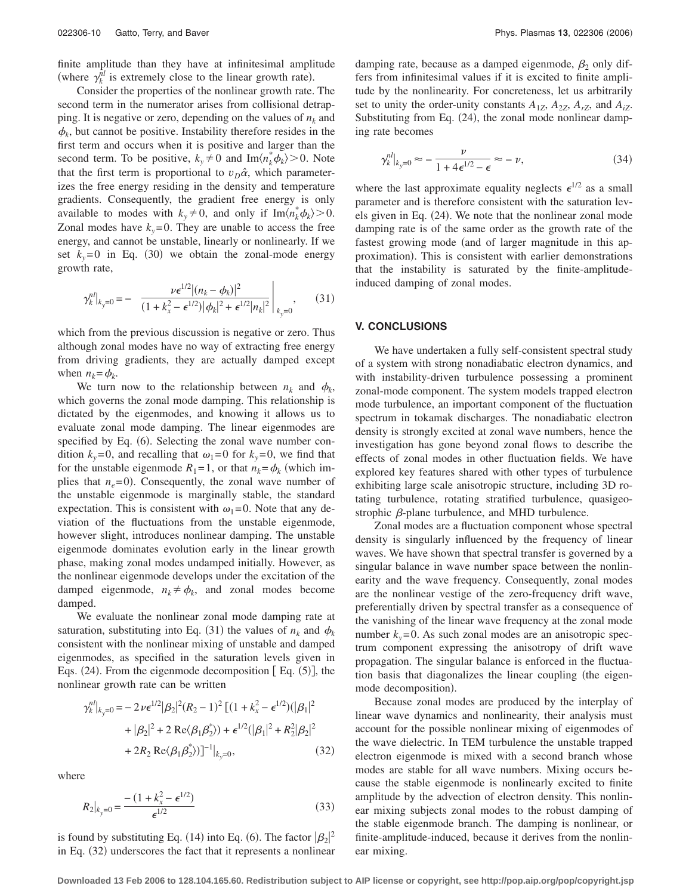finite amplitude than they have at infinitesimal amplitude (where $\gamma_k^{nl}$ is extremely close to the linear growth rate).

Consider the properties of the nonlinear growth rate. The second term in the numerator arises from collisional detrapping. It is negative or zero, depending on the values of $n_k$ and $\phi_k$, but cannot be positive. Instability therefore resides in the first term and occurs when it is positive and larger than the second term. To be positive, $k_y \neq 0$ and $\text{Im}\langle n_k^* \phi_k \rangle > 0$. Note that the first term is proportional to $v_D \hat{\alpha}$, which parameterizes the free energy residing in the density and temperature gradients. Consequently, the gradient free energy is only available to modes with $k_y \neq 0$, and only if $\text{Im}\langle n_k^* \phi_k \rangle > 0$. Zonal modes have $k_y = 0$. They are unable to access the free energy, and cannot be unstable, linearly or nonlinearly. If we set $k_y = 0$ in Eq. (30) we obtain the zonal-mode energy growth rate,

$$\gamma_k^{nl}\Big|_{k_y=0} = - \left. \frac{\nu \epsilon^{1/2} |(n_k - \phi_k)|^2}{(1 + k_x^2 - \epsilon^{1/2})|\phi_k|^2 + \epsilon^{1/2}|n_k|^2} \right|_{k_y=0}, \tag{31}$$

which from the previous discussion is negative or zero. Thus although zonal modes have no way of extracting free energy from driving gradients, they are actually damped except when $n_k = \phi_k$.

We turn now to the relationship between $n_k$ and $\phi_k$, which governs the zonal mode damping. This relationship is dictated by the eigenmodes, and knowing it allows us to evaluate zonal mode damping. The linear eigenmodes are specified by Eq. (6). Selecting the zonal wave number condition $k_y = 0$, and recalling that $\omega_1 = 0$ for $k_y = 0$, we find that for the unstable eigenmode $R_1 = 1$, or that $n_k = \phi_k$ (which implies that $n_e = 0$). Consequently, the zonal wave number of the unstable eigenmode is marginally stable, the standard expectation. This is consistent with $\omega_1 = 0$. Note that any deviation of the fluctuations from the unstable eigenmode, however slight, introduces nonlinear damping. The unstable eigenmode dominates evolution early in the linear growth phase, making zonal modes undamped initially. However, as the nonlinear eigenmode develops under the excitation of the damped eigenmode, $n_k \neq \phi_k$, and zonal modes become damped.

We evaluate the nonlinear zonal mode damping rate at saturation, substituting into Eq. (31) the values of $n_k$ and $\phi_k$ consistent with the nonlinear mixing of unstable and damped eigenmodes, as specified in the saturation levels given in Eqs. (24). From the eigenmode decomposition [ Eq. (5)], the nonlinear growth rate can be written

$$\begin{aligned}\gamma_k^{nl}\big|_{k_y=0} = &-2\nu\epsilon^{1/2}|\beta_2|^2 (R_2 - 1)^2 \,[(1 + k_x^2 - \epsilon^{1/2})(|\beta_1|^2 \\ &+ |\beta_2|^2 + 2\,\text{Re}\langle \beta_1 \beta_2^* \rangle) + \epsilon^{1/2}(|\beta_1|^2 + R_2^2|\beta_2|^2 \\ &+ 2R_2\,\text{Re}\langle \beta_1 \beta_2^* \rangle)]^{-1}\big|_{k_y=0},\end{aligned} \tag{32}$$

where

$$R_2\big|_{k_y=0} = \frac{-(1 + k_x^2 - \epsilon^{1/2})}{\epsilon^{1/2}} \tag{33}$$

is found by substituting Eq. (14) into Eq. (6). The factor $|\beta_2|^2$ in Eq. (32) underscores the fact that it represents a nonlinear damping rate, because as a damped eigenmode, $\beta_2$ only differs from infinitesimal values if it is excited to finite amplitude by the nonlinearity. For concreteness, let us arbitrarily set to unity the order-unity constants $A_{1Z}$, $A_{2Z}$, $A_{rZ}$, and $A_{iZ}$. Substituting from Eq. (24), the zonal mode nonlinear damping rate becomes

$$\gamma_k^{nl}\big|_{k_y=0} \approx - \frac{\nu}{1 + 4\epsilon^{1/2} - \epsilon} \approx -\nu, \tag{34}$$

where the last approximate equality neglects $\epsilon^{1/2}$ as a small parameter and is therefore consistent with the saturation levels given in Eq. (24). We note that the nonlinear zonal mode damping rate is of the same order as the growth rate of the fastest growing mode (and of larger magnitude in this approximation). This is consistent with earlier demonstrations that the instability is saturated by the finite-amplitude-induced damping of zonal modes.

## V. CONCLUSIONS

We have undertaken a fully self-consistent spectral study of a system with strong nonadiabatic electron dynamics, and with instability-driven turbulence possessing a prominent zonal-mode component. The system models trapped electron mode turbulence, an important component of the fluctuation spectrum in tokamak discharges. The nonadiabatic electron density is strongly excited at zonal wave numbers, hence the investigation has gone beyond zonal flows to describe the effects of zonal modes in other fluctuation fields. We have explored key features shared with other types of turbulence exhibiting large scale anisotropic structure, including 3D rotating turbulence, rotating stratified turbulence, quasigeostrophic $\beta$-plane turbulence, and MHD turbulence.

Zonal modes are a fluctuation component whose spectral density is singularly influenced by the frequency of linear waves. We have shown that spectral transfer is governed by a singular balance in wave number space between the nonlinearity and the wave frequency. Consequently, zonal modes are the nonlinear vestige of the zero-frequency drift wave, preferentially driven by spectral transfer as a consequence of the vanishing of the linear wave frequency at the zonal mode number $k_y = 0$. As such zonal modes are an anisotropic spectrum component expressing the anisotropy of drift wave propagation. The singular balance is enforced in the fluctuation basis that diagonalizes the linear coupling (the eigenmode decomposition).

Because zonal modes are produced by the interplay of linear wave dynamics and nonlinearity, their analysis must account for the possible nonlinear mixing of eigenmodes of the wave dielectric. In TEM turbulence the unstable trapped electron eigenmode is mixed with a second branch whose modes are stable for all wave numbers. Mixing occurs because the stable eigenmode is nonlinearly excited to finite amplitude by the advection of electron density. This nonlinear mixing subjects zonal modes to the robust damping of the stable eigenmode branch. The damping is nonlinear, or finite-amplitude-induced, because it derives from the nonlinear mixing.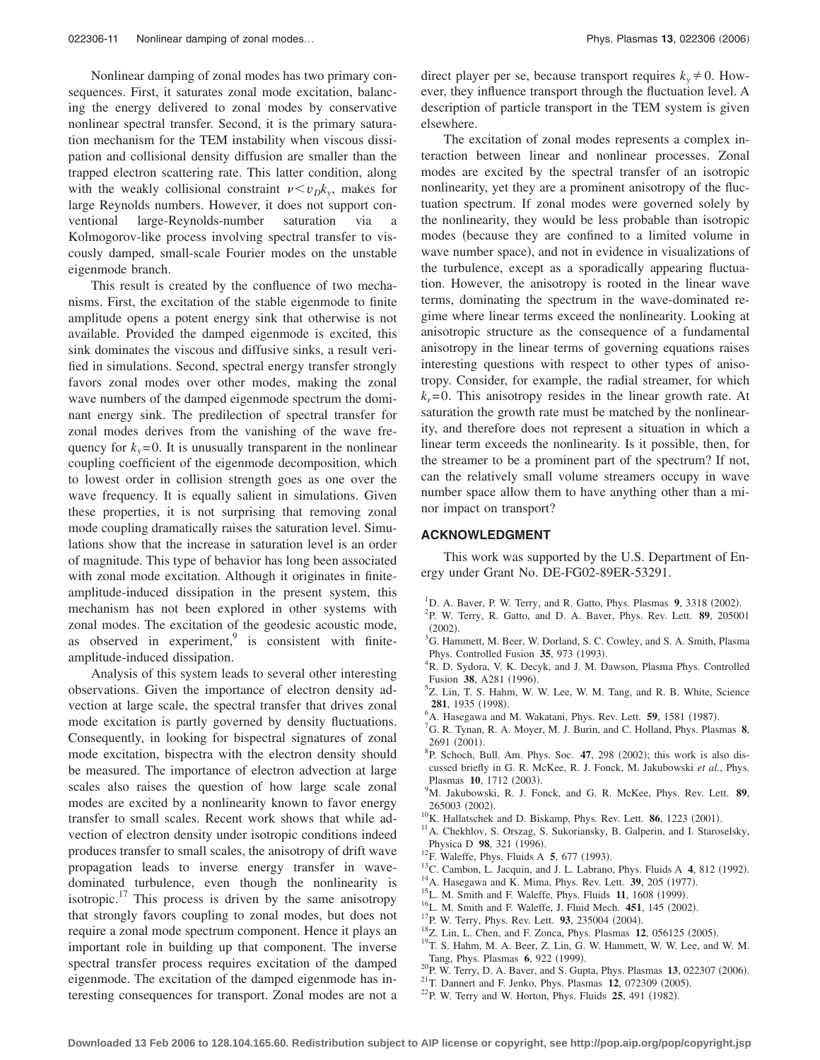Nonlinear damping of zonal modes has two primary consequences. First, it saturates zonal mode excitation, balancing the energy delivered to zonal modes by conservative nonlinear spectral transfer. Second, it is the primary saturation mechanism for the TEM instability when viscous dissipation and collisional density diffusion are smaller than the trapped electron scattering rate. This latter condition, along with the weakly collisional constraint $\nu < v_D k_y$, makes for large Reynolds numbers. However, it does not support conventional large-Reynolds-number saturation via a Kolmogorov-like process involving spectral transfer to viscously damped, small-scale Fourier modes on the unstable eigenmode branch.

This result is created by the confluence of two mechanisms. First, the excitation of the stable eigenmode to finite amplitude opens a potent energy sink that otherwise is not available. Provided the damped eigenmode is excited, this sink dominates the viscous and diffusive sinks, a result verified in simulations. Second, spectral energy transfer strongly favors zonal modes over other modes, making the zonal wave numbers of the damped eigenmode spectrum the dominant energy sink. The predilection of spectral transfer for zonal modes derives from the vanishing of the wave frequency for $k_y=0$. It is unusually transparent in the nonlinear coupling coefficient of the eigenmode decomposition, which to lowest order in collision strength goes as one over the wave frequency. It is equally salient in simulations. Given these properties, it is not surprising that removing zonal mode coupling dramatically raises the saturation level. Simulations show that the increase in saturation level is an order of magnitude. This type of behavior has long been associated with zonal mode excitation. Although it originates in finite-amplitude-induced dissipation in the present system, this mechanism has not been explored in other systems with zonal modes. The excitation of the geodesic acoustic mode, as observed in experiment,[9] is consistent with finite-amplitude-induced dissipation.

Analysis of this system leads to several other interesting observations. Given the importance of electron density advection at large scale, the spectral transfer that drives zonal mode excitation is partly governed by density fluctuations. Consequently, in looking for bispectral signatures of zonal mode excitation, bispectra with the electron density should be measured. The importance of electron advection at large scales also raises the question of how large scale zonal modes are excited by a nonlinearity known to favor energy transfer to small scales. Recent work shows that while advection of electron density under isotropic conditions indeed produces transfer to small scales, the anisotropy of drift wave propagation leads to inverse energy transfer in wave-dominated turbulence, even though the nonlinearity is isotropic.[17] This process is driven by the same anisotropy that strongly favors coupling to zonal modes, but does not require a zonal mode spectrum component. Hence it plays an important role in building up that component. The inverse spectral transfer process requires excitation of the damped eigenmode. The excitation of the damped eigenmode has interesting consequences for transport. Zonal modes are not a direct player per se, because transport requires $k_y \neq 0$. However, they influence transport through the fluctuation level. A description of particle transport in the TEM system is given elsewhere.

The excitation of zonal modes represents a complex interaction between linear and nonlinear processes. Zonal modes are excited by the spectral transfer of an isotropic nonlinearity, yet they are a prominent anisotropy of the fluctuation spectrum. If zonal modes were governed solely by the nonlinearity, they would be less probable than isotropic modes (because they are confined to a limited volume in wave number space), and not in evidence in visualizations of the turbulence, except as a sporadically appearing fluctuation. However, the anisotropy is rooted in the linear wave terms, dominating the spectrum in the wave-dominated regime where linear terms exceed the nonlinearity. Looking at anisotropic structure as the consequence of a fundamental anisotropy in the linear terms of governing equations raises interesting questions with respect to other types of anisotropy. Consider, for example, the radial streamer, for which $k_r=0$. This anisotropy resides in the linear growth rate. At saturation the growth rate must be matched by the nonlinearity, and therefore does not represent a situation in which a linear term exceeds the nonlinearity. Is it possible, then, for the streamer to be a prominent part of the spectrum? If not, can the relatively small volume streamers occupy in wave number space allow them to have anything other than a minor impact on transport?

## ACKNOWLEDGMENT

This work was supported by the U.S. Department of Energy under Grant No. DE-FG02-89ER-53291.

[1] D. A. Baver, P. W. Terry, and R. Gatto, Phys. Plasmas **9**, 3318 (2002).
[2] P. W. Terry, R. Gatto, and D. A. Baver, Phys. Rev. Lett. **89**, 205001 (2002).
[3] G. Hammett, M. Beer, W. Dorland, S. C. Cowley, and S. A. Smith, Plasma Phys. Controlled Fusion **35**, 973 (1993).
[4] R. D. Sydora, V. K. Decyk, and J. M. Dawson, Plasma Phys. Controlled Fusion **38**, A281 (1996).
[5] Z. Lin, T. S. Hahm, W. W. Lee, W. M. Tang, and R. B. White, Science **281**, 1935 (1998).
[6] A. Hasegawa and M. Wakatani, Phys. Rev. Lett. **59**, 1581 (1987).
[7] G. R. Tynan, R. A. Moyer, M. J. Burin, and C. Holland, Phys. Plasmas **8**, 2691 (2001).
[8] P. Schoch, Bull. Am. Phys. Soc. **47**, 298 (2002); this work is also discussed briefly in G. R. McKee, R. J. Fonck, M. Jakubowski *et al.*, Phys. Plasmas **10**, 1712 (2003).
[9] M. Jakubowski, R. J. Fonck, and G. R. McKee, Phys. Rev. Lett. **89**, 265003 (2002).
[10] K. Hallatschek and D. Biskamp, Phys. Rev. Lett. **86**, 1223 (2001).
[11] A. Chekhlov, S. Orszag, S. Sukoriansky, B. Galperin, and I. Staroselsky, Physica D **98**, 321 (1996).
[12] F. Waleffe, Phys. Fluids A **5**, 677 (1993).
[13] C. Cambon, L. Jacquin, and J. L. Labrano, Phys. Fluids A **4**, 812 (1992).
[14] A. Hasegawa and K. Mima, Phys. Rev. Lett. **39**, 205 (1977).
[15] L. M. Smith and F. Waleffe, Phys. Fluids **11**, 1608 (1999).
[16] L. M. Smith and F. Waleffe, J. Fluid Mech. **451**, 145 (2002).
[17] P. W. Terry, Phys. Rev. Lett. **93**, 235004 (2004).
[18] Z. Lin, L. Chen, and F. Zonca, Phys. Plasmas **12**, 056125 (2005).
[19] T. S. Hahm, M. A. Beer, Z. Lin, G. W. Hammett, W. W. Lee, and W. M. Tang, Phys. Plasmas **6**, 922 (1999).
[20] P. W. Terry, D. A. Baver, and S. Gupta, Phys. Plasmas **13**, 022307 (2006).
[21] T. Dannert and F. Jenko, Phys. Plasmas **12**, 072309 (2005).
[22] P. W. Terry and W. Horton, Phys. Fluids **25**, 491 (1982).